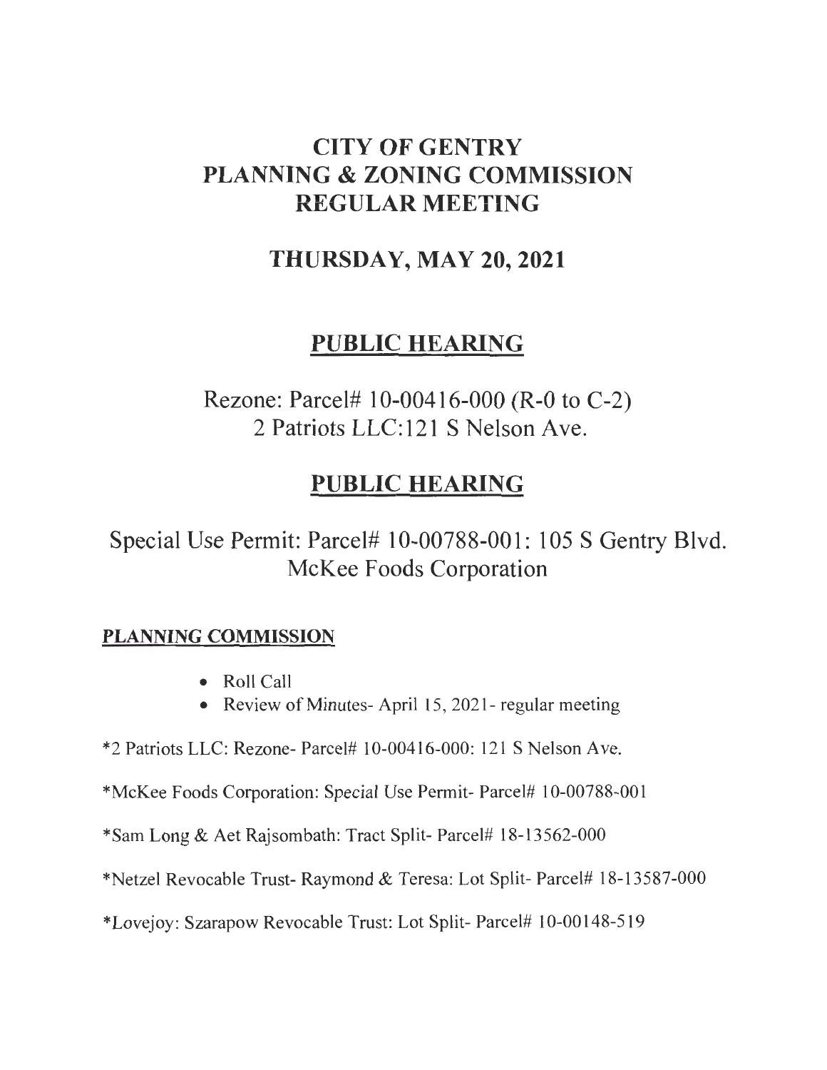# CITY OF GENTRY
# PLANNING & ZONING COMMISSION
# REGULAR MEETING

## THURSDAY, MAY 20, 2021

## PUBLIC HEARING

Rezone: Parcel# 10-00416-000 (R-0 to C-2)
2 Patriots LLC:121 S Nelson Ave.

## PUBLIC HEARING

Special Use Permit: Parcel# 10-00788-001: 105 S Gentry Blvd.
McKee Foods Corporation

### PLANNING COMMISSION

- Roll Call
- Review of Minutes- April 15, 2021- regular meeting

*2 Patriots LLC: Rezone- Parcel# 10-00416-000: 121 S Nelson Ave.

*McKee Foods Corporation: Special Use Permit- Parcel# 10-00788-001

*Sam Long & Aet Rajsombath: Tract Split- Parcel# 18-13562-000

*Netzel Revocable Trust- Raymond & Teresa: Lot Split- Parcel# 18-13587-000

*Lovejoy: Szarapow Revocable Trust: Lot Split- Parcel# 10-00148-519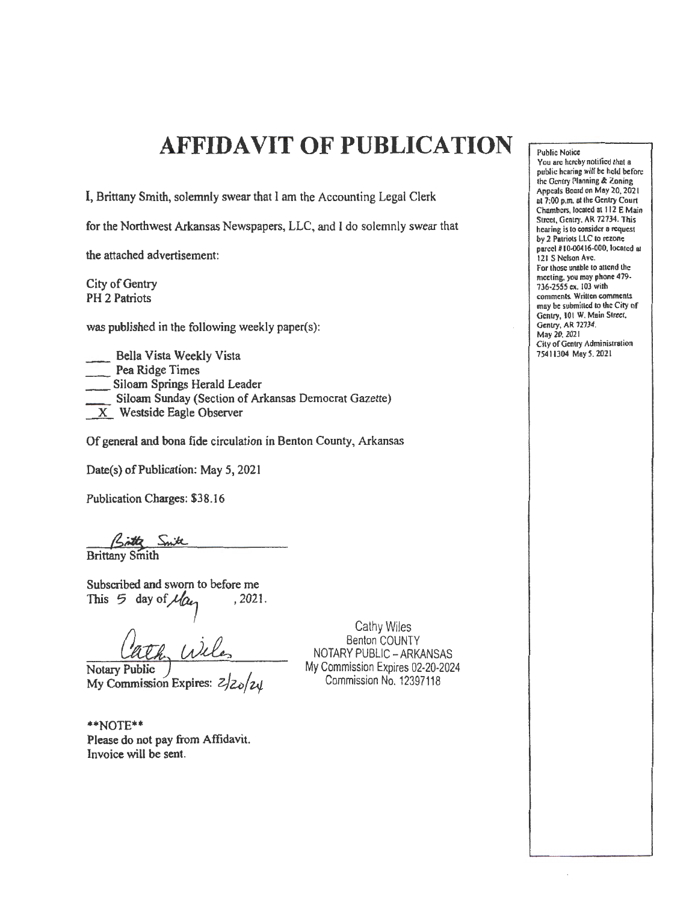# AFFIDAVIT OF PUBLICATION

I, Brittany Smith, solemnly swear that I am the Accounting Legal Clerk for the Northwest Arkansas Newspapers, LLC, and I do solemnly swear that the attached advertisement:

City of Gentry
PH 2 Patriots

was published in the following weekly paper(s):

___ Bella Vista Weekly Vista
___ Pea Ridge Times
___ Siloam Springs Herald Leader
___ Siloam Sunday (Section of Arkansas Democrat Gazette)
_X_ Westside Eagle Observer

Of general and bona fide circulation in Benton County, Arkansas

Date(s) of Publication: May 5, 2021

Publication Charges: $38.16

Britty Smith
Brittany Smith

Subscribed and sworn to before me
This 5 day of May, 2021.

Cathy Wiles
Notary Public
My Commission Expires: 2/20/24

Cathy Wiles
Benton COUNTY
NOTARY PUBLIC – ARKANSAS
My Commission Expires 02-20-2024
Commission No. 12397118

**NOTE**
Please do not pay from Affidavit.
Invoice will be sent.

---

Public Notice
You are hereby notified that a public hearing will be held before the Gentry Planning & Zoning Appeals Board on May 20, 2021 at 7:00 p.m. at the Gentry Court Chambers, located at 112 E Main Street, Gentry, AR 72734. This hearing is to consider a request by 2 Patriots LLC to rezone parcel #10-00416-000, located at 121 S Nelson Ave.
For those unable to attend the meeting, you may phone 479-736-2555 ex. 103 with comments. Written comments may be submitted to the City of Gentry, 101 W. Main Street, Gentry, AR 72734.
May 20, 2021
City of Gentry Administration
75411304 May 5, 2021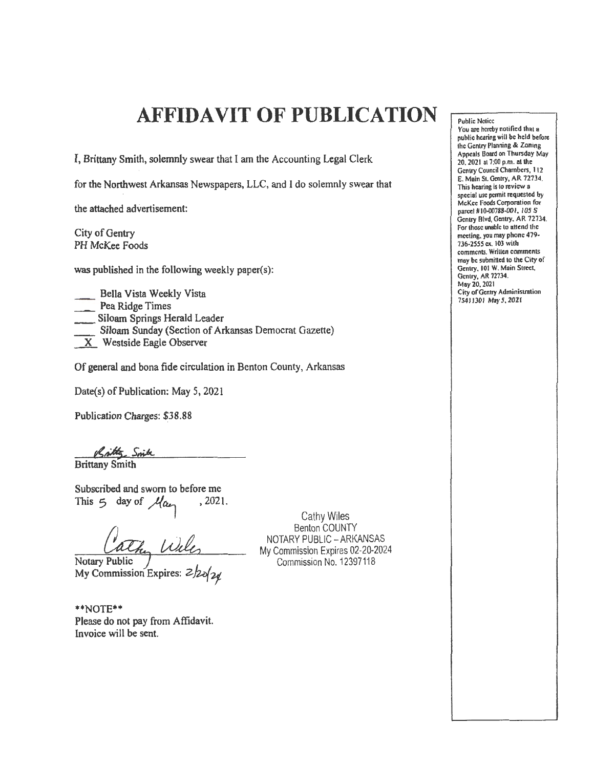# AFFIDAVIT OF PUBLICATION

I, Brittany Smith, solemnly swear that I am the Accounting Legal Clerk for the Northwest Arkansas Newspapers, LLC, and I do solemnly swear that the attached advertisement:

City of Gentry
PH McKee Foods

was published in the following weekly paper(s):

___ Bella Vista Weekly Vista
___ Pea Ridge Times
___ Siloam Springs Herald Leader
___ Siloam Sunday (Section of Arkansas Democrat Gazette)
_X_ Westside Eagle Observer

Of general and bona fide circulation in Benton County, Arkansas

Date(s) of Publication: May 5, 2021

Publication Charges: $38.88

Brittany Smith

Subscribed and sworn to before me
This 5 day of May, 2021.

Notary Public
My Commission Expires: 2/20/24

Cathy Wiles
Benton COUNTY
NOTARY PUBLIC – ARKANSAS
My Commission Expires 02-20-2024
Commission No. 12397118

**NOTE**
Please do not pay from Affidavit.
Invoice will be sent.

---

Public Notice
You are hereby notified that a public hearing will be held before the Gentry Planning & Zoning Appeals Board on Thursday May 20, 2021 at 7:00 p.m. at the Gentry Council Chambers, 112 E. Main St. Gentry, AR 72734. This hearing is to review a special use permit requested by McKee Foods Corporation for parcel #10-00788-001, 105 S Gentry Blvd, Gentry, AR 72734. For those unable to attend the meeting, you may phone 479-736-2555 ex. 103 with comments. Written comments may be submitted to the City of Gentry, 101 W. Main Street, Gentry, AR 72734.
May 20, 2021
City of Gentry Administration
75411301 May 5, 2021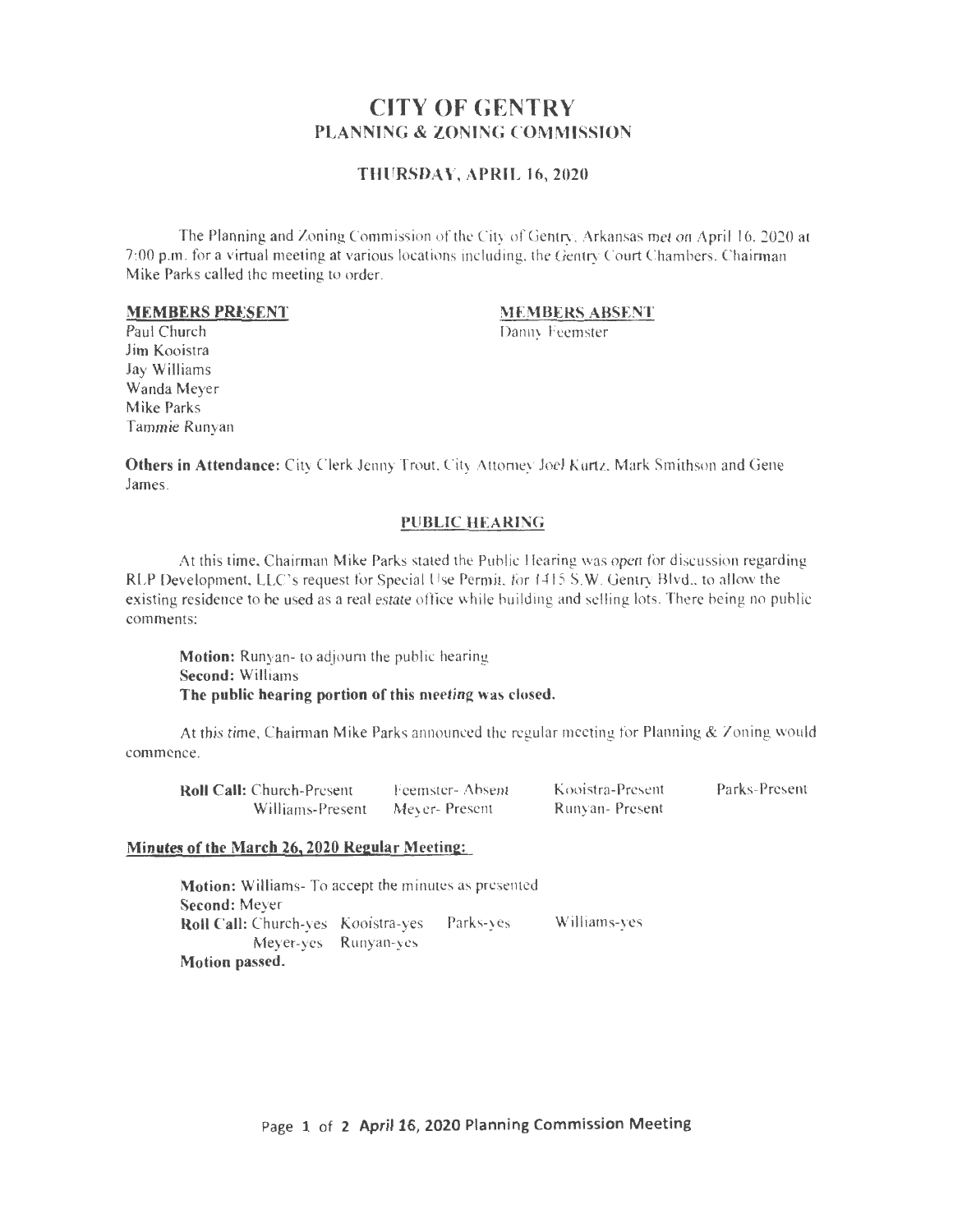# CITY OF GENTRY
## PLANNING & ZONING COMMISSION

### THURSDAY, APRIL 16, 2020

The Planning and Zoning Commission of the City of Gentry, Arkansas met on April 16, 2020 at 7:00 p.m. for a virtual meeting at various locations including, the Gentry Court Chambers. Chairman Mike Parks called the meeting to order.

| **MEMBERS PRESENT** | **MEMBERS ABSENT** |
|---|---|
| Paul Church | Danny Feemster |
| Jim Kooistra | |
| Jay Williams | |
| Wanda Meyer | |
| Mike Parks | |
| Tammie Runyan | |

**Others in Attendance:** City Clerk Jenny Trout, City Attorney Joel Kurtz, Mark Smithson and Gene James.

**PUBLIC HEARING**

At this time, Chairman Mike Parks stated the Public Hearing was open for discussion regarding RLP Development, LLC's request for Special Use Permit, for 1415 S.W. Gentry Blvd., to allow the existing residence to be used as a real estate office while building and selling lots. There being no public comments:

> **Motion:** Runyan- to adjourn the public hearing
> **Second:** Williams
> **The public hearing portion of this meeting was closed.**

At this time, Chairman Mike Parks announced the regular meeting for Planning & Zoning would commence.

**Roll Call:** Church-Present, Feemster- Absent, Kooistra-Present, Parks-Present, Williams-Present, Meyer- Present, Runyan- Present

**Minutes of the March 26, 2020 Regular Meeting:**

> **Motion:** Williams- To accept the minutes as presented
> **Second:** Meyer
> **Roll Call:** Church-yes Kooistra-yes Parks-yes Williams-yes Meyer-yes Runyan-yes
> **Motion passed.**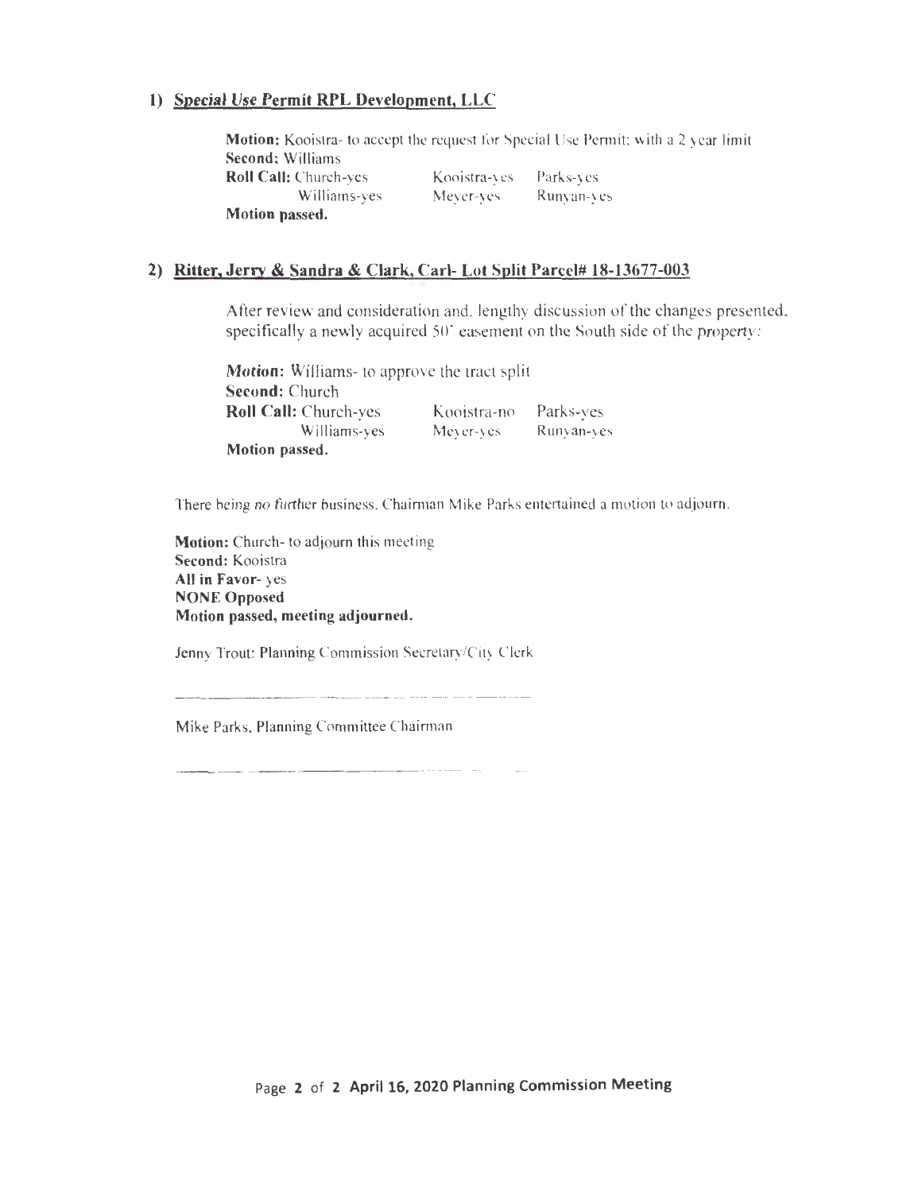1) **Special Use Permit RPL Development, LLC**

**Motion:** Kooistra- to accept the request for Special Use Permit; with a 2 year limit
**Second:** Williams
**Roll Call:** Church-yes Kooistra-yes Parks-yes
Williams-yes Meyer-yes Runyan-yes
**Motion passed.**

2) **Ritter, Jerry & Sandra & Clark, Carl- Lot Split Parcel# 18-13677-003**

After review and consideration and, lengthy discussion of the changes presented, specifically a newly acquired 50' easement on the South side of the property:

**Motion:** Williams- to approve the tract split
**Second:** Church
**Roll Call:** Church-yes Kooistra-no Parks-yes
Williams-yes Meyer-yes Runyan-yes
**Motion passed.**

There being no further business, Chairman Mike Parks entertained a motion to adjourn.

**Motion:** Church- to adjourn this meeting
**Second:** Kooistra
**All in Favor-** yes
**NONE Opposed**
**Motion passed, meeting adjourned.**

Jenny Trout: Planning Commission Secretary/City Clerk

\_\_\_\_\_\_\_\_\_\_\_\_\_\_\_\_\_\_\_\_\_\_\_\_\_\_\_\_\_\_\_\_\_\_\_\_\_\_\_\_

Mike Parks, Planning Committee Chairman

\_\_\_\_\_\_\_\_\_\_\_\_\_\_\_\_\_\_\_\_\_\_\_\_\_\_\_\_\_\_\_\_\_\_\_\_\_\_\_\_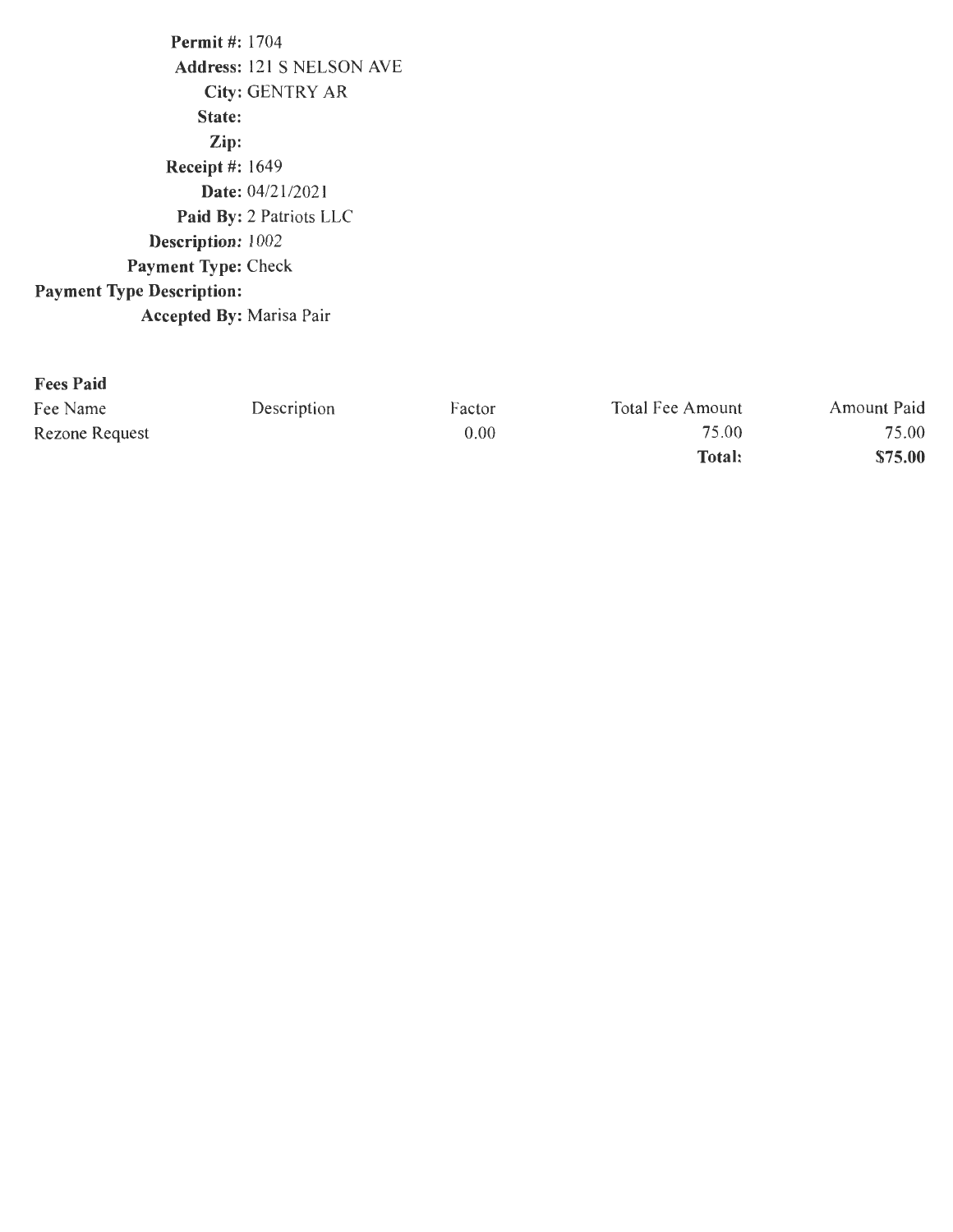**Permit #:** 1704
**Address:** 121 S NELSON AVE
**City:** GENTRY AR
**State:**
**Zip:**
**Receipt #:** 1649
**Date:** 04/21/2021
**Paid By:** 2 Patriots LLC
**Description:** 1002
**Payment Type:** Check
**Payment Type Description:**
**Accepted By:** Marisa Pair

**Fees Paid**

| Fee Name | Description | Factor | Total Fee Amount | Amount Paid |
|---|---|---|---|---|
| Rezone Request | | 0.00 | 75.00 | 75.00 |
| | | | **Total:** | **$75.00** |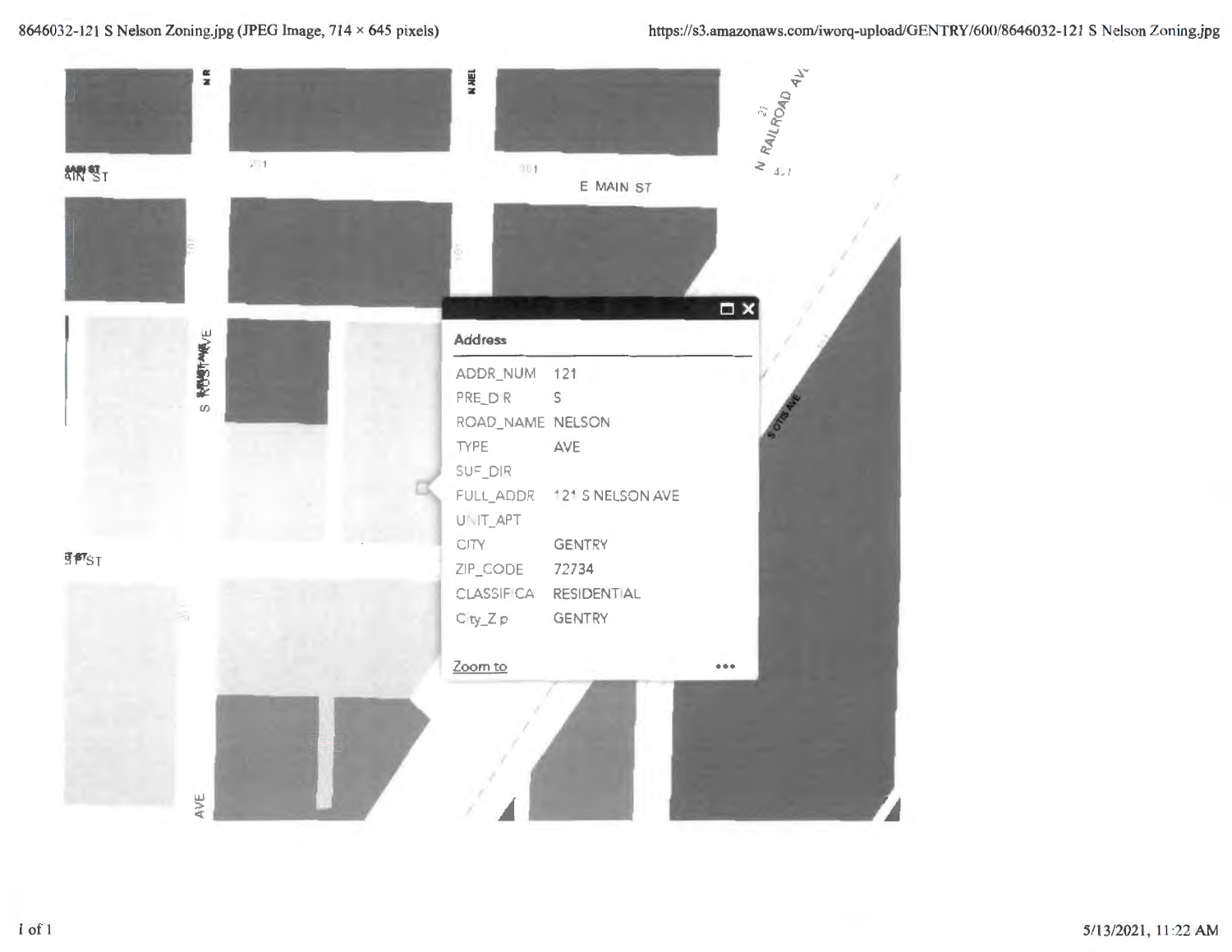| Address | |
|---|---|
| ADDR_NUM | 121 |
| PRE_DIR | S |
| ROAD_NAME | NELSON |
| TYPE | AVE |
| SUF_DIR | |
| FULL_ADDR | 121 S NELSON AVE |
| UNIT_APT | |
| CITY | GENTRY |
| ZIP_CODE | 72734 |
| CLASSIFICA | RESIDENTIAL |
| City_Zip | GENTRY |

Zoom to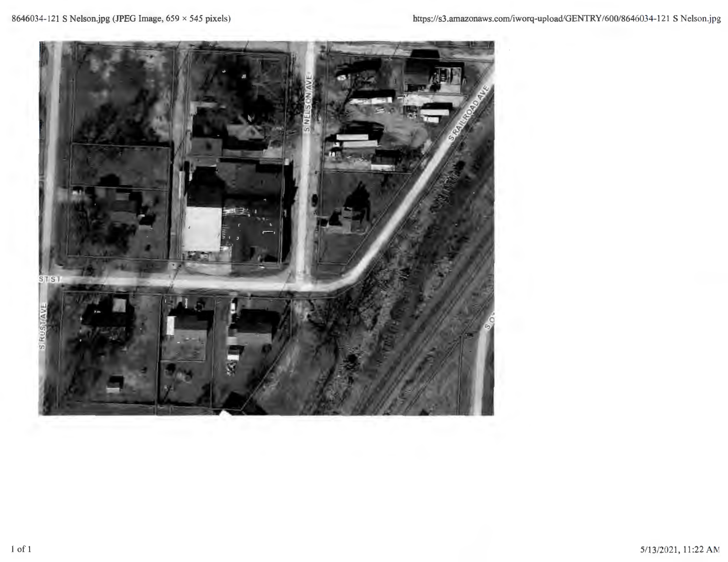8646034-121 S Nelson.jpg (JPEG Image, 659 × 545 pixels)

https://s3.amazonaws.com/iworq-upload/GENTRY/600/8646034-121 S Nelson.jpg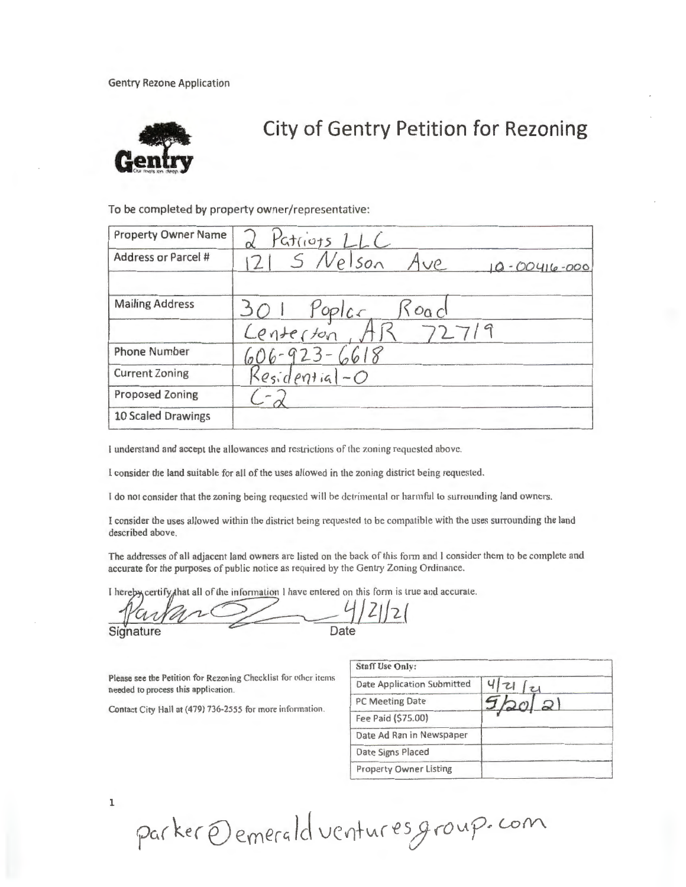Gentry Rezone Application

# City of Gentry Petition for Rezoning

To be completed by property owner/representative:

| Property Owner Name | 2 Patriots LLC |
|---|---|
| Address or Parcel # | 121 S Nelson Ave 10-00416-000 |
| | |
| Mailing Address | 301 Poplar Road |
| | Centerton, AR 72719 |
| Phone Number | 606-923-6618 |
| Current Zoning | Residential-O |
| Proposed Zoning | C-2 |
| 10 Scaled Drawings | |

I understand and accept the allowances and restrictions of the zoning requested above.

I consider the land suitable for all of the uses allowed in the zoning district being requested.

I do not consider that the zoning being requested will be detrimental or harmful to surrounding land owners.

I consider the uses allowed within the district being requested to be compatible with the uses surrounding the land described above.

The addresses of all adjacent land owners are listed on the back of this form and I consider them to be complete and accurate for the purposes of public notice as required by the Gentry Zoning Ordinance.

I hereby certify that all of the information I have entered on this form is true and accurate.

Signature: [signature] Date: 4/21/21

Please see the Petition for Rezoning Checklist for other items needed to process this application.

Contact City Hall at (479) 736-2555 for more information.

| Staff Use Only: | |
|---|---|
| Date Application Submitted | 4/21/21 |
| PC Meeting Date | 5/20/21 |
| Fee Paid ($75.00) | |
| Date Ad Ran in Newspaper | |
| Date Signs Placed | |
| Property Owner Listing | |

parker@emeraldventuresgroup.com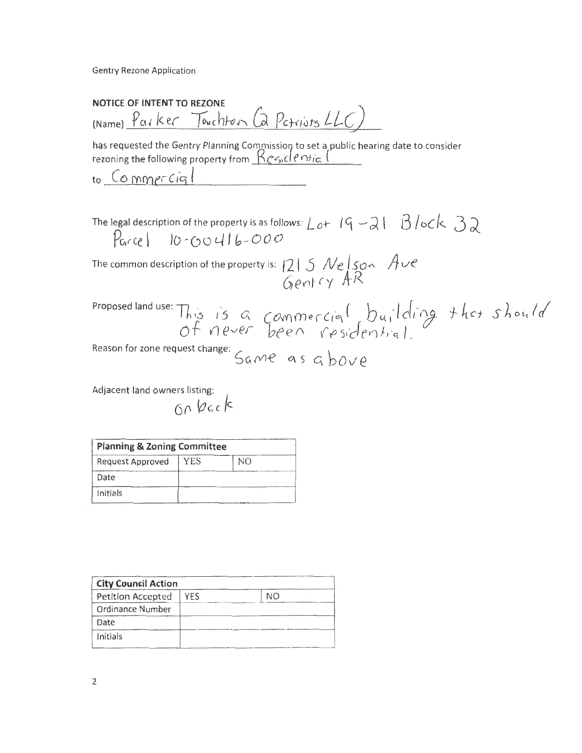Gentry Rezone Application

**NOTICE OF INTENT TO REZONE**

(Name) Parker Touchton (2 Patriots LLC)

has requested the Gentry Planning Commission to set a public hearing date to consider rezoning the following property from Residential

to Commercial

The legal description of the property is as follows: Lot 19-21 Block 32
Parcel 10-00416-000

The common description of the property is: 121 S Nelson Ave
Gentry AR

Proposed land use: This is a commercial building that should of never been residential.

Reason for zone request change: Same as above

Adjacent land owners listing:
on back

| **Planning & Zoning Committee** | | |
|---|---|---|
| Request Approved | YES | NO |
| Date | | |
| Initials | | |

| **City Council Action** | | |
|---|---|---|
| Petition Accepted | YES | NO |
| Ordinance Number | | |
| Date | | |
| Initials | | |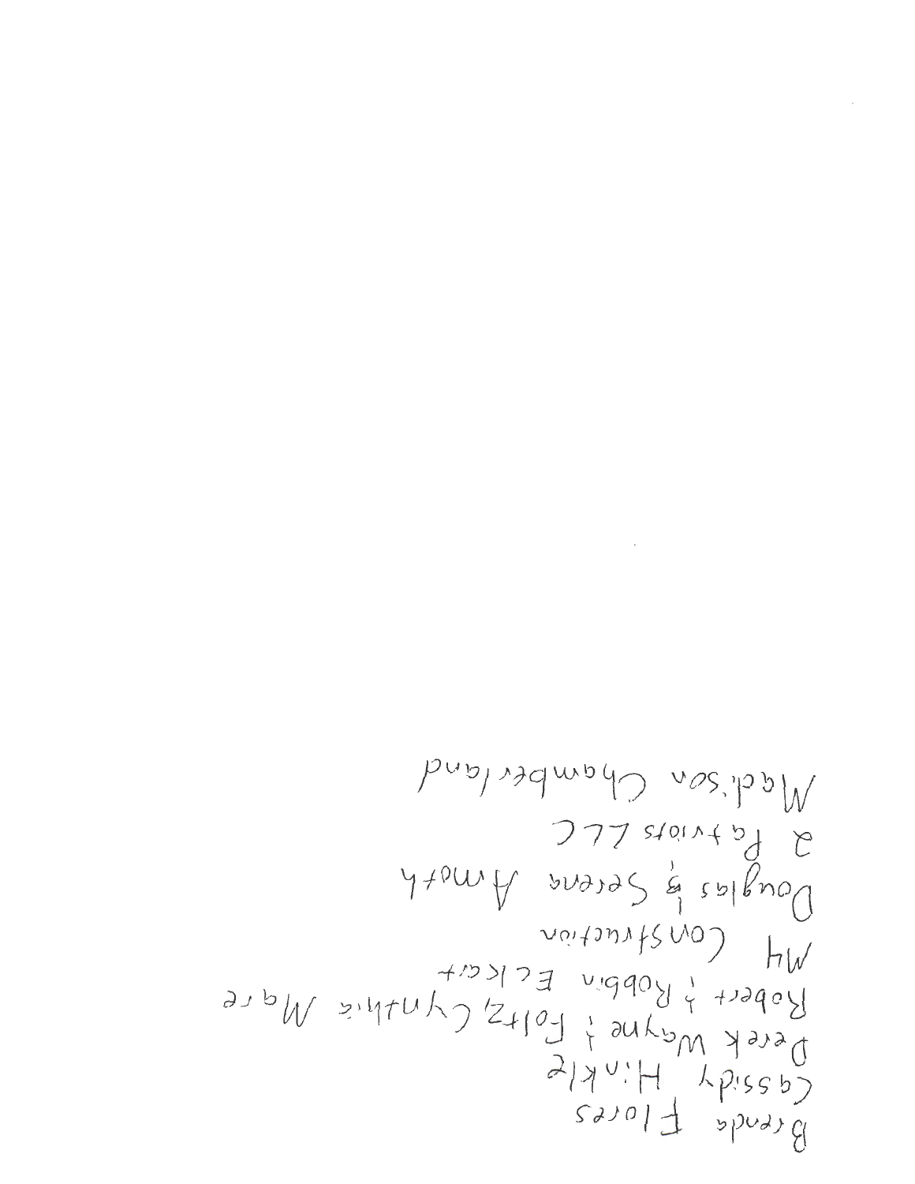Brenda Flores
Cassidy Hinkle
Derek Wayne ; Foltz Cynthia Marie
Robert ; Robbin Eckert
MH Construction
Douglas & Serena Amoth
2 Patriots LLC
Madison Chamberland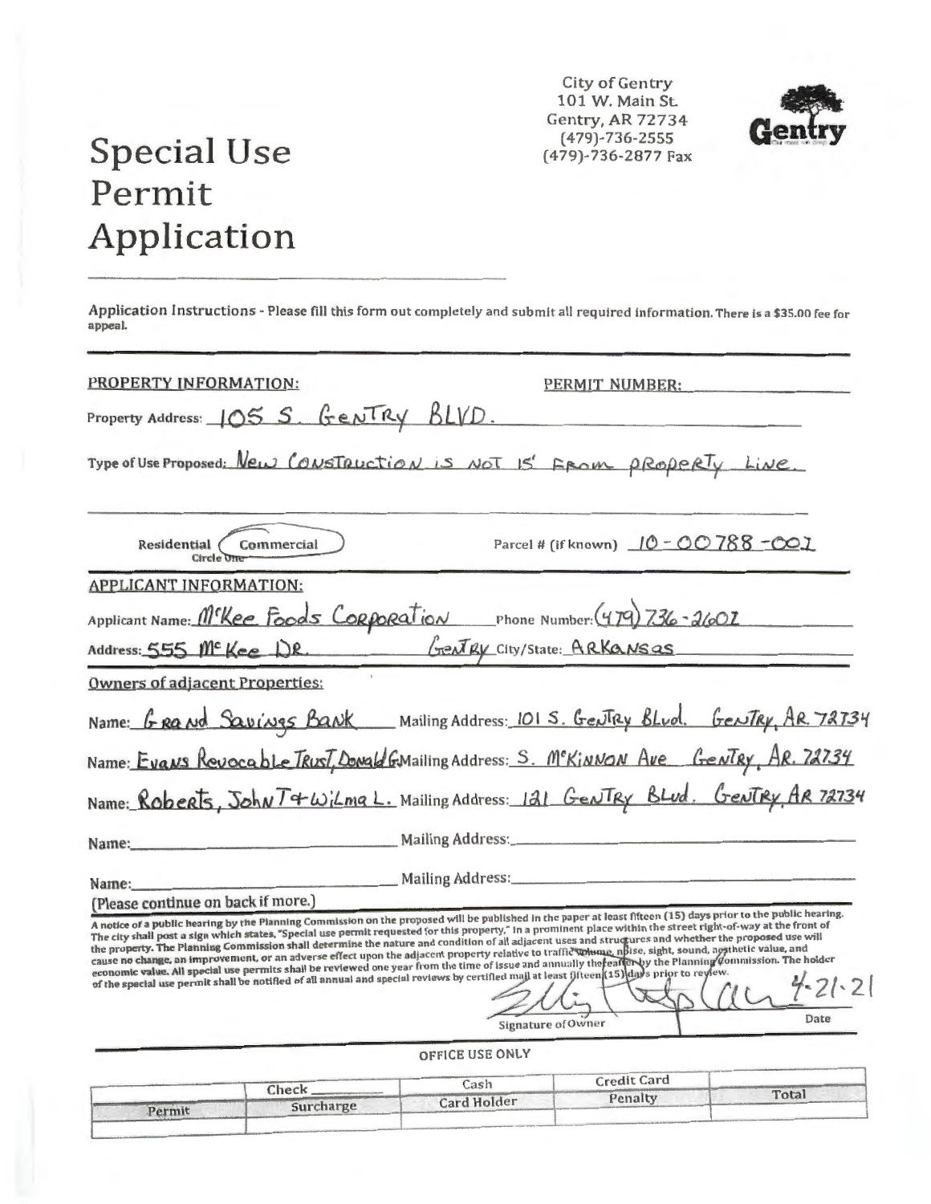City of Gentry
101 W. Main St.
Gentry, AR 72734
(479)-736-2555
(479)-736-2877 Fax

# Special Use Permit Application

Application Instructions - Please fill this form out completely and submit all required information. There is a $35.00 fee for appeal.

**PROPERTY INFORMATION:** **PERMIT NUMBER:** ____________

Property Address: 105 S. Gentry Blvd.

Type of Use Proposed: New Construction is not 15' from property line.

Residential / **Commercial** (Circle One)

Parcel # (if known) 10-00788-001

**APPLICANT INFORMATION:**

Applicant Name: McKee Foods Corporation Phone Number: (479) 736-2602

Address: 555 McKee Dr. Gentry City/State: Arkansas

**Owners of adjacent Properties:**

Name: Grand Savings Bank Mailing Address: 101 S. Gentry Blvd. Gentry, AR. 72734

Name: Evans Revocable Trust, Donald G. Mailing Address: S. McKinnon Ave Gentry, AR. 72734

Name: Roberts, John T & Wilma L. Mailing Address: 121 Gentry Blvd. Gentry, AR 72734

Name: ____________ Mailing Address: ____________

Name: ____________ Mailing Address: ____________

(Please continue on back if more.)

A notice of a public hearing by the Planning Commission on the proposed will be published in the paper at least fifteen (15) days prior to the public hearing. The city shall post a sign which states, "Special use permit requested for this property," in a prominent place within the street right-of-way at the front of the property. The Planning Commission shall determine the nature and condition of all adjacent uses and structures and whether the proposed use will cause no change, an improvement, or an adverse effect upon the adjacent property relative to traffic volume, noise, sight, sound, aesthetic value, and economic value. All special use permits shall be reviewed one year from the time of issue and annually thereafter by the Planning Commission. The holder of the special use permit shall be notified of all annual and special reviews by certified mail at least fifteen (15) days prior to review.

[Signature] 4-21-21

Signature of Owner Date

**OFFICE USE ONLY**

| | Check | Cash | Credit Card | |
|---|---|---|---|---|
| Permit | Surcharge | Card Holder | Penalty | Total |
| | | | | |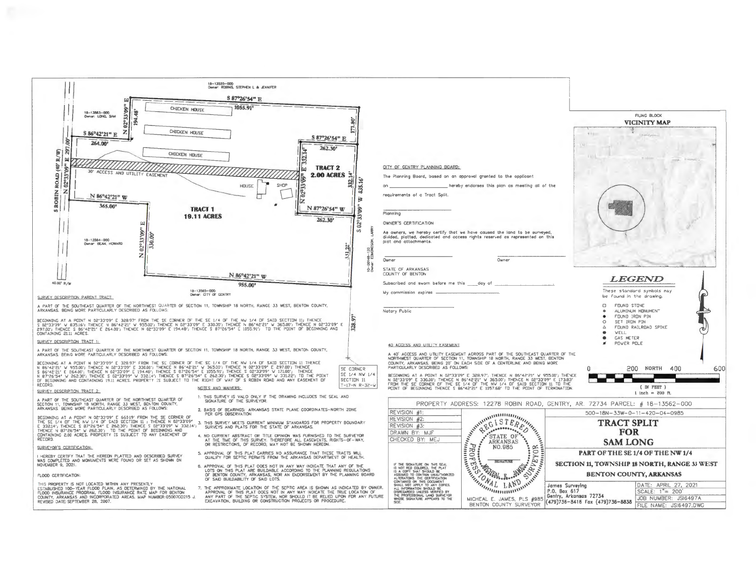18-13555-000
Owner: ROBINS, STEPHEN L & JENNIFER

S 87°26'54" E 1055.91'

18-13563-000
Owner: LONG, SAM

N 02°33'09" E 194.48'

S 86°42'21" E 264.00'

S ROBIN ROAD (40' R/W)

N 02°33'09" E 297.00'

CHICKEN HOUSE

CHICKEN HOUSE

CHICKEN HOUSE

173.80'

S 87°26'54" E 262.30'

30' ACCESS AND UTILITY EASEMENT

N 02°33'09" E 332.14'

TRACT 2
2.00 ACRES

332.14'

S 02°33'09" W 835.16'

HOUSE

SHOP

N 86°42'21" W 365.00'

N 87°26'54" W 262.30'

TRACT 1
19.11 ACRES

18-13564-000
Owner: BEAN, HOWARD

N 02°33'09" E 330.00'

331.22'

10-00146-120
Owner: EDMONDSON, LARRY

N 86°42'21" W 955.00'

40.00' R/W

18-13565-000
Owner: CITY OF GENTRY

328.97'

SE CORNER
SE 1/4 NW 1/4
SECTION 11
T-17-N R-32-W

SURVEY DESCRIPTION PARENT TRACT:

A PART OF THE SOUTHEAST QUARTER OF THE NORTHWEST QUARTER OF SECTION 11, TOWNSHIP 18 NORTH, RANGE 33 WEST, BENTON COUNTY, ARKANSAS. BEING MORE PARTICULARLY DESCRIBED AS FOLLOWS:

BEGINNING AT A POINT N 02°33'09" E 328.97' FROM THE SE CORNER OF THE SE 1/4 OF THE NW 1/4 OF SAID SECTION 11; THENCE S 02°33'09" W 835.16'; THENCE N 86°42'21" W 955.00'; THENCE N 02°33'09" E 330.00'; THENCE N 86°42'21" W 365.00'; THENCE N 02°33'09" E 297.00'; THENCE S 86°42'21" E 264.00'; THENCE N 02°33'09" E 194.48'; THENCE S 87°26'54" E 1055.91'; TO THE POINT OF BEGINNING AND CONTAINING 21.11 ACRES.

SURVEY DESCRIPTION TRACT 1:

A PART OF THE SOUTHEAST QUARTER OF THE NORTHWEST QUARTER OF SECTION 11, TOWNSHIP 18 NORTH, RANGE 33 WEST, BENTON COUNTY, ARKANSAS. BEING MORE PARTICULARLY DESCRIBED AS FOLLOWS:

BEGINNING AT A POINT N 02°33'09" E 328.97' FROM THE SE CORNER OF THE SE 1/4 OF THE NW 1/4 OF SAID SECTION 11 THENCE N 86°42'21" W 955.00'; THENCE N 02°33'09" E 330.00'; THENCE N 86°42'21" W 365.00'; THENCE N 02°33'09" E 297.00'; THENCE S 86°42'21" E 264.00'; THENCE N 02°33'09" E 194.48'; THENCE S 87°26'54" E 1055.91'; THENCE S 02°33'09" W 171.80'; THENCE N 87°26'54" W 262.30'; THENCE S 02°33'09" W 332.14'; THENCE S 87°26'54" E 262.30'; THENCE S 02°33'09" W 331.22'; TO THE POINT OF BEGINNING AND CONTAINING 19.11 ACRES. PROPERTY IS SUBJECT TO THE RIGHT OF WAY OF S ROBIN ROAD AND ANY EASEMENT OF RECORD.

SURVEY DESCRIPTION TRACT 2:

A PART OF THE SOUTHEAST QUARTER OF THE NORTHWEST QUARTER OF SECTION 11, TOWNSHIP 18 NORTH, RANGE 33 WEST, BENTON COUNTY, ARKANSAS. BEING MORE PARTICULARLY DESCRIBED AS FOLLOWS:

BEGINNING AT A POINT N 02°33'09" E 660.19' FROM THE SE CORNER OF THE SE 1/4 OF THE NW 1/4 OF SAID SECTION 11 ; THENCE N 02°33'09" E 332.14'; THENCE S 87°26'54" E 262.30'; THENCE S 02°33'09" W 332.14'; THENCE N 87°26'54" W 262.30'; TO THE POINT OF BEGINNING AND CONTAINING 2.00 ACRES. PROPERTY IS SUBJECT TO ANY EASEMENT OF RECORD.

SURVEYOR'S CERTIFICATION:

I HEREBY CERTIFY THAT THE HEREON PLATTED AND DESCRIBED SURVEY WAS COMPLETED AND MONUMENTS WERE FOUND OR SET AS SHOWN ON NOVEMBER 9, 2021.

FLOOD CERTIFICATION:

THIS PROPERTY IS NOT LOCATED WITHIN ANY PRESENTLY ESTABLISHED 100-YEAR FLOOD PLAIN, AS DETERMINED BY THE NATIONAL FLOOD INSURANCE PROGRAM, FLOOD INSURANCE RATE MAP FOR BENTON COUNTY, ARKANSAS AND INCORPORATED AREAS. MAP NUMBER: 05007C0215 J. REVISED DATE: SEPTEMBER 28, 2007.

NOTES AND WAIVERS:

1. THIS SURVEY IS VALID ONLY IF THE DRAWING INCLUDES THE SEAL AND SIGNATURE OF THE SURVEYOR.
2. BASIS OF BEARINGS: ARKANSAS STATE PLANE COORDINATES-NORTH ZONE PER GPS OBSERVATION.
3. THIS SURVEY MEETS CURRENT MINIMUM STANDARDS FOR PROPERTY BOUNDARY SURVEYS AND PLATS FOR THE STATE OF ARKANSAS.
4. NO CURRENT ABSTRACT OR TITLE OPINION WAS FURNISHED TO THE SURVEYOR AT THE TIME OF THIS SURVEY. THEREFORE ALL EASEMENTS, RIGHTS-OF-WAY, OR RESTRICTIONS, OF RECORD, MAY NOT BE SHOWN HEREON.
5. APPROVAL OF THIS PLAT CARRIES NO ASSURANCE THAT THESE TRACTS WILL QUALIFY FOR SEPTIC PERMITS FROM THE ARKANSAS DEPARTMENT OF HEALTH.
6. APPROVAL OF THIS PLAT DOES NOT IN ANY WAY INDICATE THAT ANY OF THE LOTS ON THIS PLAT ARE BUILDABLE ACCORDING TO THE PLANNING REGULATIONS OF BENTON COUNTY, ARKANSAS, NOR AN ENDORSEMENT BY THE PLANNING BOARD OF SAID BUILDABILITY OF SAID LOTS.
7. THE APPROXIMATE LOCATION OF THE SEPTIC AREA IS SHOWN AS INDICATED BY OWNER. APPROVAL OF THIS PLAT DOES NOT IN ANY WAY INDICATE THE TRUE LOCATION OF ANY PART OF THE SEPTIC SYSTEM, NOR SHOULD IT BE RELIED UPON FOR ANY FUTURE EXCAVATION, BUILDING OR CONSTRUCTION PROJECTS OR PROCEDURE.

CITY OF GENTRY PLANNING BOARD:

The Planning Board, based on an approval granted to the applicant on ____________ hereby endorses this plan as meeting all of the requirements of a Tract Split.

____________
Planning

OWNER'S CERTIFICATION

As owners, we hereby certify that we have caused the land to be surveyed, divided, platted, dedicated and access rights reserved as represented on this plat and attachments.

____________ Owner ____________ Owner

STATE OF ARKANSAS
COUNTY OF BENTON

Subscribed and sworn before me this ____day of ____________

My commission expires ____________

____________
Notary Public

40' ACCESS AND UTILITY EASEMENT

A 40' ACCESS AND UTILITY EASEMENT ACROSS PART OF THE SOUTHEAST QUARTER OF THE NORTHWEST QUARTER OF SECTION 11, TOWNSHIP 18 NORTH, RANGE 33 WEST, BENTON COUNTY, ARKANSAS, BEING 20' ON EACH SIDE OF A CENTERLINE AND BEING MORE PARTICULARLY DESCRIBED AS FOLLOWS:

BEGINNING AT A POINT N 02°33'09" E 328.97'; THENCE N 86°42'21" W 955.00'; THENCE N 02°33'09" E 330.00'; THENCE N 86°42'21" W 365.00'; THENCE N 02°33'09" E 173.83' FROM THE SE CORNER OF THE SE 1/4 OF THE NW 1/4 OF SAID SECTION 11 TO THE POINT OF BEGINNING THENCE S 86°42'21" E 1057.68' TO THE POINT OF TERMINATION.

FILING BLOCK

VICINITY MAP

*LEGEND*

These standard symbols may be found in the drawing.

- FOUND STONE
- ALUMINUM MONUMENT
- FOUND IRON PIN
- SET IRON PIN
- FOUND RAILROAD SPIKE
- WELL
- GAS METER
- POWER POLE

0 200 NORTH 400 600

( IN FEET )
1 inch = 200 ft.

PROPERTY ADDRESS: 12278 ROBIN ROAD, GENTRY, AR. 72734 PARCEL: # 18-13562-000

500-18N-33W-0-11-420-04-0985

| |
|---|
| REVISION #1: |
| REVISION #2: |
| REVISION #3: |
| DRAWN BY: MJF |
| CHECKED BY: MEJ |

REGISTERED PROFESSIONAL LAND SURVEYOR
STATE OF ARKANSAS
NO.985
SIGNATURE
MICHEAL E. JAMES

IF THE SIGNATURE ON THIS SEAL IS NOT RED COLORED, THE PLAT IS A COPY THAT SHOULD BE ASSUMED TO CONTAIN UNAUTHORIZED ALTERATIONS. THE CERTIFICATION CONTAINED ON THIS DOCUMENT SHALL NOT APPLY TO ANY COPIES. ALL INFORMATION SHOULD BE DISREGARDED UNLESS VERIFIED BY THE PROFESSIONAL LAND SURVEYOR WHOSE SIGNATURE APPEARS TO THE SIDE.

MICHEAL E. JAMES, PLS #985
BENTON COUNTY SURVEYOR

**TRACT SPLIT**
**FOR**
**SAM LONG**

**PART OF THE SE 1/4 OF THE NW 1/4**
**SECTION 11, TOWNSHIP 18 NORTH, RANGE 33 WEST**
**BENTON COUNTY, ARKANSAS**

James Surveying
P.O. Box 617
Gentry, Arkansas 72734
(479)736-8416 Fax (479)736-8838

| |
|---|
| DATE: APRIL 27, 2021 |
| SCALE: 1"= 200' |
| JOB NUMBER: JSI6497A |
| FILE NAME: JSI6497.DWG |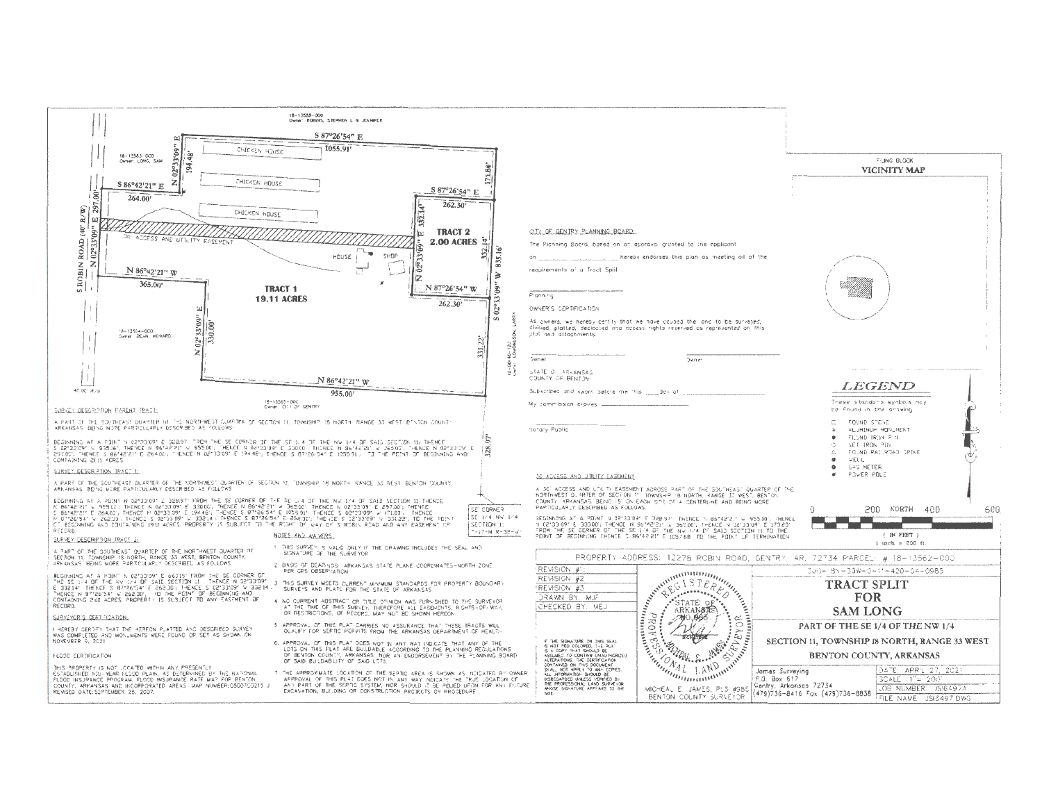18-13588-000
Owner: ROBINS, STEPHEN L & JENNIFER

18-13583-000
Owner: LONG, SAM

18-13564-000
Owner: DEAN, HOWARD

18-13565-000
Owner: CITY OF GENTRY

18-00148-120
Owner: EDMONDSON, LARRY

S ROBIN ROAD (40' R/W)

S 87°26'54" E 1055.91'

N 02°33'09" E 194.48'

171.80'

S 86°42'21" E 264.00'

N 02°33'09" E 297.00'

S 87°26'54" E 262.30'

N 02°33'09" E 332.14'

332.14'

S 02°33'09" W 835.16'

N 86°42'21" W 365.00'

N 87°26'54" W 262.30'

N 02°33'09" E 330.00'

331.22'

N 86°42'21" W 955.00'

328.97'

CHICKEN HOUSE

CHICKEN HOUSE

CHICKEN HOUSE

30' ACCESS AND UTILITY EASEMENT

HOUSE

SHOP

**TRACT 1**
**19.11 ACRES**

**TRACT 2**
**2.00 ACRES**

SE CORNER
SE 1/4 NW 1/4
SECTION 11
T-17-N R-32-W

## SURVEY DESCRIPTION PARENT TRACT:

A PART OF THE SOUTHEAST QUARTER OF THE NORTHWEST QUARTER OF SECTION 11, TOWNSHIP 18 NORTH, RANGE 33 WEST, BENTON COUNTY, ARKANSAS, BEING MORE PARTICULARLY DESCRIBED AS FOLLOWS:

BEGINNING AT A POINT N 02°33'09" E 328.97' FROM THE SE CORNER OF THE SE 1/4 OF THE NW 1/4 OF SAID SECTION 11; THENCE S 02°33'09" W 955.00'; THENCE N 86°42'21" W 330.00'; THENCE N 02°33'09" E 330.00'; THENCE N 86°42'21" W 365.00'; THENCE N 02°33'09" E 297.00'; THENCE S 86°42'21" E 264.00'; THENCE N 02°33'09" E 194.48'; THENCE S 87°26'54" E 1055.91' TO THE POINT OF BEGINNING AND CONTAINING 21.11 ACRES.

## SURVEY DESCRIPTION TRACT 1:

A PART OF THE SOUTHEAST QUARTER OF THE NORTHWEST QUARTER OF SECTION 11, TOWNSHIP 18 NORTH, RANGE 33 WEST, BENTON COUNTY, ARKANSAS, BEING MORE PARTICULARLY DESCRIBED AS FOLLOWS:

BEGINNING AT A POINT N 02°33'09" E 328.97' FROM THE SE CORNER OF THE SE 1/4 OF THE NW 1/4 OF SAID SECTION 11; THENCE N 86°42'21" W 955.00'; THENCE N 02°33'09" E 330.00'; THENCE N 86°42'21" W 365.00'; THENCE N 02°33'09" E 297.00'; THENCE S 86°42'21" E 264.00'; THENCE N 02°33'09" E 194.48'; THENCE S 87°26'54" E 1055.91'; THENCE S 02°33'09" W 171.80'; THENCE N 87°26'54" W 262.30'; THENCE S 02°33'09" W 332.14'; THENCE S 87°26'54" E 262.30'; THENCE S 02°33'09" W 331.22' TO THE POINT OF BEGINNING AND CONTAINING 19.11 ACRES. PROPERTY IS SUBJECT TO THE RIGHT OF WAY OF S ROBIN ROAD AND ANY EASEMENT OF RECORD.

## SURVEY DESCRIPTION TRACT 2:

A PART OF THE SOUTHEAST QUARTER OF THE NORTHWEST QUARTER OF SECTION 11, TOWNSHIP 18 NORTH, RANGE 33 WEST, BENTON COUNTY, ARKANSAS, BEING MORE PARTICULARLY DESCRIBED AS FOLLOWS:

BEGINNING AT A POINT N 02°33'09" E 660.19' FROM THE SE CORNER OF THE SE 1/4 OF THE NW 1/4 OF SAID SECTION 11; THENCE N 02°33'09" E 332.14'; THENCE S 87°26'54" E 262.30'; THENCE S 02°33'09" W 332.14'; THENCE N 87°26'54" W 262.30', TO THE POINT OF BEGINNING AND CONTAINING 2.00 ACRES. PROPERTY IS SUBJECT TO ANY EASEMENT OF RECORD.

## SURVEYOR'S CERTIFICATION:

I HEREBY CERTIFY THAT THE HEREON PLATTED AND DESCRIBED SURVEY WAS COMPLETED AND MONUMENTS WERE FOUND OR SET AS SHOWN ON NOVEMBER 9, 2021.

## FLOOD CERTIFICATION:

THIS PROPERTY IS NOT LOCATED WITHIN ANY PRESENTLY ESTABLISHED 100-YEAR FLOOD PLAIN, AS DETERMINED BY THE NATIONAL FLOOD INSURANCE PROGRAM. FLOOD INSURANCE RATE MAP FOR BENTON COUNTY, ARKANSAS AND INCORPORATED AREAS. MAP NUMBER:05007C0215 J. REVISED DATE: SEPTEMBER 28, 2007.

## NOTES AND WAIVERS:

1. THIS SURVEY IS VALID ONLY IF THE DRAWING INCLUDES THE SEAL AND SIGNATURE OF THE SURVEYOR.
2. BASIS OF BEARINGS: ARKANSAS STATE PLANE COORDINATES-NORTH ZONE PER GPS OBSERVATION.
3. THIS SURVEY MEETS CURRENT MINIMUM STANDARDS FOR PROPERTY BOUNDARY SURVEYS AND PLATS FOR THE STATE OF ARKANSAS.
4. NO CURRENT ABSTRACT OR TITLE OPINION WAS FURNISHED TO THE SURVEYOR AT THE TIME OF THIS SURVEY; THEREFORE ALL EASEMENTS, RIGHTS-OF-WAY, OR RESTRICTIONS, OF RECORD, MAY NOT BE SHOWN HEREON.
5. APPROVAL OF THIS PLAT CARRIES NO ASSURANCE THAT THESE TRACTS WILL QUALIFY FOR SEPTIC PERMITS FROM THE ARKANSAS DEPARTMENT OF HEALTH.
6. APPROVAL OF THIS PLAT DOES NOT IN ANY WAY INDICATE THAT ANY OF THE LOTS ON THIS PLAT ARE BUILDABLE ACCORDING TO THE PLANNING REGULATIONS OF BENTON COUNTY, ARKANSAS, NOR AN ENDORSEMENT BY THE PLANNING BOARD OF SAID BUILDABILITY OF SAID LOTS.
7. THE APPROXIMATE LOCATION OF THE SEPTIC AREA IS SHOWN AS INDICATED BY OWNER. APPROVAL OF THIS PLAT DOES NOT IN ANY WAY INDICATE THE TRUE LOCATION OF ANY PART OF THE SEPTIC SYSTEM, NOR SHOULD IT BE RELIED UPON FOR ANY FUTURE EXCAVATION, BUILDING OR CONSTRUCTION PROJECTS OR PROCEDURE.

## CITY OF GENTRY PLANNING BOARD:

The Planning Board, based on an approval granted to the applicant on ______________ hereby endorses this plan as meeting all of the requirements of a Tract Split.

______________
Planning

OWNER'S CERTIFICATION:

As owners, we hereby certify that we have caused the land to be surveyed, divided, platted, dedicated and access rights reserved as represented on this plat and attachments.

______________ Owner ______________ Owner

STATE OF ARKANSAS
COUNTY OF BENTON

Subscribed and sworn before me this ____ day of ______________

My commission expires ______________

______________
Notary Public

## 30' ACCESS AND UTILITY EASEMENT

A 30' ACCESS AND UTILITY EASEMENT ACROSS PART OF THE SOUTHEAST QUARTER OF THE NORTHWEST QUARTER OF SECTION 11, TOWNSHIP 18 NORTH, RANGE 33 WEST, BENTON COUNTY, ARKANSAS, BEING 15' ON EACH SIDE OF A CENTERLINE AND BEING MORE PARTICULARLY DESCRIBED AS FOLLOWS:

BEGINNING AT A POINT N 02°33'09" E 328.97'; THENCE N 86°42'21" W 955.00'; THENCE N 02°33'09" E 330.00'; THENCE N 86°42'21" W 365.00'; THENCE N 02°33'09" E 173.83' FROM THE SE CORNER OF THE SE 1/4 OF THE NW 1/4 OF SAID SECTION 11 TO THE POINT OF BEGINNING; THENCE S 86°42'21" E 1057.68' TO THE POINT OF TERMINATION.

FILING BLOCK

**VICINITY MAP**

## LEGEND

These standard symbols may be found in the drawing.

- FOUND STONE
- ALUMINUM MONUMENT
- FOUND IRON PIN
- SET IRON PIN
- FOUND RAILROAD SPIKE
- WELL
- GAS METER
- POWER POLE

0 200 NORTH 400 600

(IN FEET)
1 inch = 200 ft.

PROPERTY ADDRESS: 12278 ROBIN ROAD, GENTRY, AR 72734 PARCEL # 18-13562-000

| | |
|---|---|
| REVISION #1 | |
| REVISION #2 | |
| REVISION #3 | |
| DRAWN BY: MJF | |
| CHECKED BY: MEJ | |

IF THE SIGNATURE ON THIS SEAL IS NOT RED COLORED, THE PLAT IS A COPY THAT SHOULD BE ASSUMED TO CONTAIN UNAUTHORIZED ALTERATIONS. THE CERTIFICATION CONTAINED ON THIS DOCUMENT SHALL NOT APPLY TO ANY COPIES. ALL INFORMATION SHOULD BE DISREGARDED UNLESS VERIFIED BY THE PROFESSIONAL LAND SURVEYOR WHOSE SIGNATURE APPEARS TO THE SIDE.

REGISTERED PROFESSIONAL LAND SURVEYOR — STATE OF ARKANSAS — NO. 985

MICHEAL E. JAMES, PLS #985
BENTON COUNTY SURVEYOR

SW-18N-33W-0-11-420-04-0985

**TRACT SPLIT FOR SAM LONG**

**PART OF THE SE 1/4 OF THE NW 1/4**
**SECTION 11, TOWNSHIP 18 NORTH, RANGE 33 WEST**
**BENTON COUNTY, ARKANSAS**

James Surveying
P.O. Box 617
Gentry, Arkansas 72734
(479)736-8416 Fax (479)736-8838

| | |
|---|---|
| DATE: APRIL 27, 2021 | |
| SCALE: 1" = 200' | |
| JOB NUMBER: JS16497A | |
| FILE NAME: JS16497.DWG | |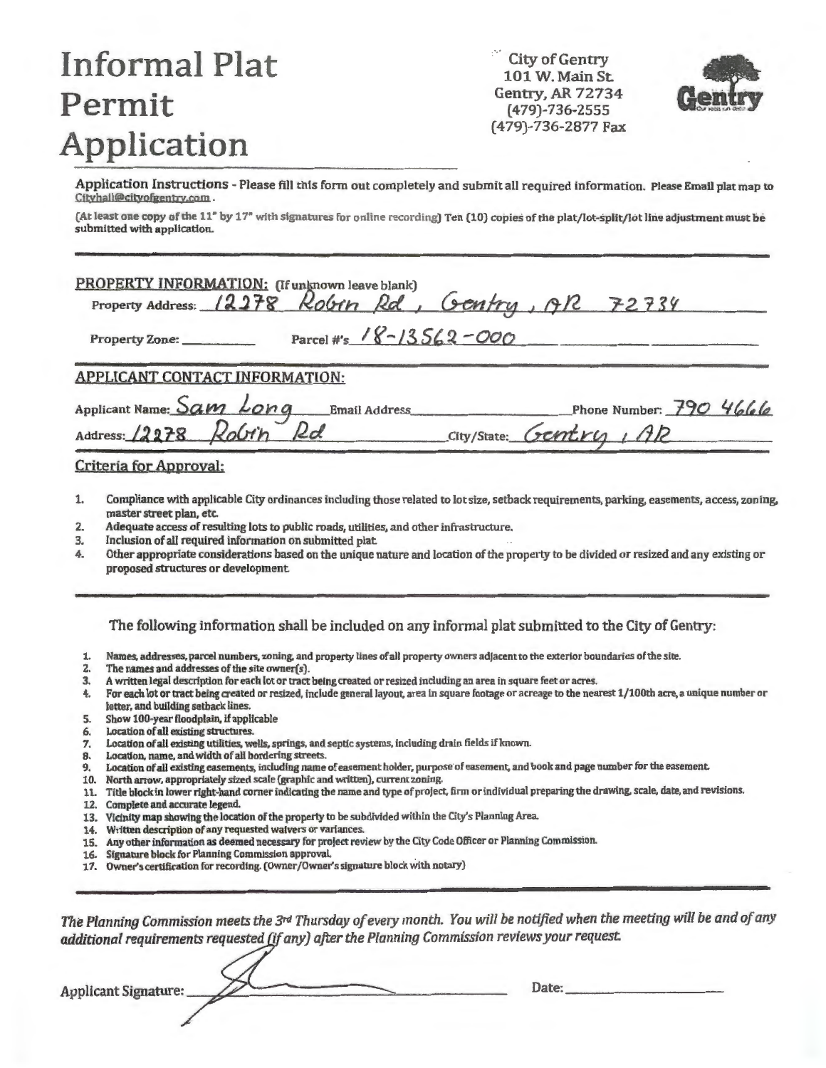# Informal Plat Permit Application

City of Gentry
101 W. Main St.
Gentry, AR 72734
(479)-736-2555
(479)-736-2877 Fax

**Application Instructions** - Please fill this form out completely and submit all required information. Please Email plat map to Cityhall@cityofgentry.com.

(At least one copy of the 11" by 17" with signatures for online recording) Ten (10) copies of the plat/lot-split/lot line adjustment must be submitted with application.

**PROPERTY INFORMATION:** (If unknown leave blank)

Property Address: 12278 Robin Rd, Gentry, AR 72734

Property Zone: ________ Parcel #'s 18-13562-000

**APPLICANT CONTACT INFORMATION:**

Applicant Name: Sam Long Email Address ________ Phone Number: 790 4666

Address: 12278 Robin Rd City/State: Gentry, AR

**Criteria for Approval:**

1. Compliance with applicable City ordinances including those related to lot size, setback requirements, parking, easements, access, zoning, master street plan, etc.
2. Adequate access of resulting lots to public roads, utilities, and other infrastructure.
3. Inclusion of all required information on submitted plat.
4. Other appropriate considerations based on the unique nature and location of the property to be divided or resized and any existing or proposed structures or development.

The following information shall be included on any informal plat submitted to the City of Gentry:

1. Names, addresses, parcel numbers, zoning, and property lines of all property owners adjacent to the exterior boundaries of the site.
2. The names and addresses of the site owner(s).
3. A written legal description for each lot or tract being created or resized including an area in square feet or acres.
4. For each lot or tract being created or resized, include general layout, area in square footage or acreage to the nearest 1/100th acre, a unique number or letter, and building setback lines.
5. Show 100-year floodplain, if applicable
6. Location of all existing structures.
7. Location of all existing utilities, wells, springs, and septic systems, including drain fields if known.
8. Location, name, and width of all bordering streets.
9. Location of all existing easements, including name of easement holder, purpose of easement, and book and page number for the easement.
10. North arrow, appropriately sized scale (graphic and written), current zoning.
11. Title block in lower right-hand corner indicating the name and type of project, firm or individual preparing the drawing, scale, date, and revisions.
12. Complete and accurate legend.
13. Vicinity map showing the location of the property to be subdivided within the City's Planning Area.
14. Written description of any requested waivers or variances.
15. Any other information as deemed necessary for project review by the City Code Officer or Planning Commission.
16. Signature block for Planning Commission approval.
17. Owner's certification for recording. (Owner/Owner's signature block with notary)

*The Planning Commission meets the 3rd Thursday of every month. You will be notified when the meeting will be and of any additional requirements requested (if any) after the Planning Commission reviews your request.*

Applicant Signature: [signature] Date: ________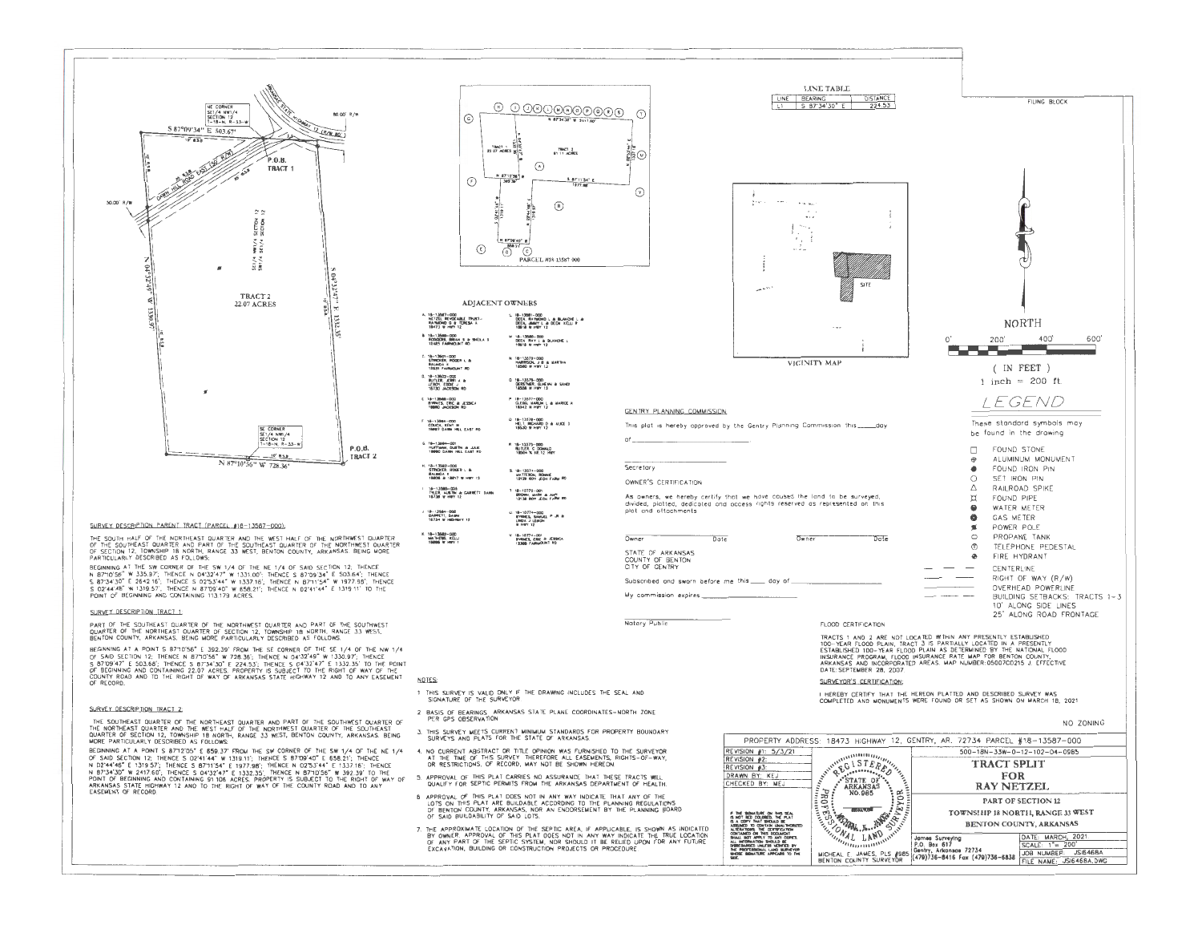## LINE TABLE

| LINE | BEARING | DISTANCE |
|---|---|---|
| L1 | S 87°34'30" E | 224.53 |

FILING BLOCK

NORTH

0' 200' 400' 600'

( IN FEET )
1 inch = 200 ft.

## LEGEND

These standard symbols may be found in the drawing

- FOUND STONE
- ALUMINUM MONUMENT
- FOUND IRON PIN
- SET IRON PIN
- RAILROAD SPIKE
- FOUND PIPE
- WATER METER
- GAS METER
- POWER POLE
- PROPANE TANK
- TELEPHONE PEDESTAL
- FIRE HYDRANT
- CENTERLINE
- RIGHT OF WAY (R/W)
- OVERHEAD POWERLINE
- BUILDING SETBACKS; TRACTS 1-3
  10' ALONG SIDE LINES
  25' ALONG ROAD FRONTAGE

VICINITY MAP

SITE

PARCEL #18-13587-000

## ADJACENT OWNERS

A. 18-13587-000 NETZEL REVOCABLE TRUST- RAYMOND D & TERESA L 18473 W HWY 12
B. 18-13588-000 RODGERS, BRIAN S & SHEILA S 12485 FAIRMOUNT RD
C. 18-13601-000 STRICKER, ROGER L & BALINDA K 12531 FAIRMOUNT RD
D. 18-13602-000 BUTLER, JERRY A & LEROY EDDIE J 18730 JACKSON RD
E. 18-13586-000 BYRNES, ERIC & JESSICA 18880 JACKSON RD
F. 18-13584-000 COUCH, KENT W 18867 DAWN HILL EAST RD
G. 18-13584-001 HUFFMAN, DUSTIN & JULIE 18860 DAWN HILL EAST RD
H. 18-13583-000 STRICKER, ROGER L & BALINDA K 18808 & 18817 W HWY 12
I. 18-13585-000 TYLER, AUSTIN & GARRETT, DAWN 18738 W HWY 12
J. 18-13584-000 GARRETT, DAWN 18734 W HIGHWAY 12
K. 18-13582-000 MATHEWS, KELLI 18668 W HWY 1
L. 18-13581-000 BECK, RAYMOND L & BLANCHE L & BECK, JIMMY L & BECK, KELLI F 18618 W HWY 12
M. 18-13580-000 BECK, RAY L & BLANCHE L 18618 W HWY 12
N. 18-13579-000 HARRISON, J B & MARTHA 18580 W HWY 12
O. 18-13578-000 GERSTNER, GLNEIAN & SANDI 18558 W HWY 12
P. 18-13577-000 GLEGG, MARLIN L & MARCIE A 18542 W HWY 12
Q. 18-13576-000 HELT, RICHARD D & ALICE S 18520 W HWY 12
R. 18-13575-000 BUTLER, C DONALD 18504 W AR 12 HWY
S. 18-13574-000 WATTERSON, BONNIE 12129 ROY JECH FARM RD
T. 18-10775-001 BROWN, MARK & AMY 12138 ROY JECH FARM RD
U. 18-10774-000 BYRNES, SAMUEL F JR & LINDA J LEMON W HWY 12
V. 18-10771-001 BYRNES, ERIC & JESSICA 12368 FAIRMOUNT RD

TRACT 2 22.07 ACRES

S 87°09'34" E 503.67'

N 87°10'56" W 728.36'

N 04°32'49" W 1330.97'

S 04°32'47" E 1332.35'

NE CORNER SE1/4 NW1/4 SECTION 12 T-18-N, R-33-W

SE CORNER SE1/4 NW1/4 SECTION 12 T-18-N, R-33-W

P.O.B. TRACT 1

P.O.B. TRACT 2

ARKANSAS STATE HIGHWAY 12 (R/W 80')

DAWN HILL ROAD EAST (50' R/W)

## SURVEY DESCRIPTION PARENT TRACT (PARCEL #18-13587-000):

THE SOUTH HALF OF THE NORTHEAST QUARTER AND THE WEST HALF OF THE NORTHWEST QUARTER OF THE SOUTHEAST QUARTER AND PART OF THE SOUTHEAST QUARTER OF THE NORTHWEST QUARTER OF SECTION 12, TOWNSHIP 18 NORTH, RANGE 33 WEST, BENTON COUNTY, ARKANSAS. BEING MORE PARTICULARLY DESCRIBED AS FOLLOWS:

BEGINNING AT THE SW CORNER OF THE SW 1/4 OF THE NE 1/4 OF SAID SECTION 12; THENCE N 87°10'56" W 335.97'; THENCE N 04°32'47" W 1331.00'; THENCE S 87°09'34" E 503.64'; THENCE S 87°34'30" E 2642.16'; THENCE S 02°53'44" W 1337.16'; THENCE N 87°11'54" W 1977.98'; THENCE S 02°44'46" W 1319.57'; THENCE N 87°09'40" W 658.21'; THENCE N 02°41'44" E 1319.11' TO THE POINT OF BEGINNING AND CONTAINING 113.179 ACRES.

## SURVEY DESCRIPTION TRACT 1:

PART OF THE SOUTHEAST QUARTER OF THE NORTHWEST QUARTER AND PART OF THE SOUTHWEST QUARTER OF THE NORTHEAST QUARTER OF SECTION 12, TOWNSHIP 18 NORTH, RANGE 33 WEST, BENTON COUNTY, ARKANSAS. BEING MORE PARTICULARLY DESCRIBED AS FOLLOWS:

BEGINNING AT A POINT S 87°10'56" E 392.39' FROM THE SE CORNER OF THE SE 1/4 OF THE NW 1/4 OF SAID SECTION 12; THENCE N 87°10'56" W 728.36'; THENCE N 04°32'49" W 1330.97'; THENCE S 87°09'47" E 503.68'; THENCE S 87°34'30" E 224.53'; THENCE S 04°32'47" E 1332.35' TO THE POINT OF BEGINNING AND CONTAINING 22.07 ACRES. PROPERTY IS SUBJECT TO THE RIGHT OF WAY OF THE COUNTY ROAD AND TO THE RIGHT OF WAY OF ARKANSAS STATE HIGHWAY 12 AND TO ANY EASEMENT OF RECORD.

## SURVEY DESCRIPTION TRACT 2:

THE SOUTHEAST QUARTER OF THE NORTHEAST QUARTER AND PART OF THE SOUTHWEST QUARTER OF THE NORTHEAST QUARTER AND THE WEST HALF OF THE NORTHWEST QUARTER OF THE SOUTHEAST QUARTER OF SECTION 12, TOWNSHIP 18 NORTH, RANGE 33 WEST, BENTON COUNTY, ARKANSAS. BEING MORE PARTICULARLY DESCRIBED AS FOLLOWS:

BEGINNING AT A POINT S 87°12'05" E 658.37' FROM THE SW CORNER OF THE SW 1/4 OF THE NE 1/4 OF SAID SECTION 12; THENCE S 02°41'44" W 1319.11'; THENCE S 87°09'40" E 658.21'; THENCE N 02°44'46" E 1319.57'; THENCE S 87°11'54" E 1977.98'; THENCE N 02°53'44" E 1337.16'; THENCE N 87°34'30" W 2417.60'; THENCE S 04°32'47" E 1332.35'; THENCE N 87°10'56" W 392.39' TO THE POINT OF BEGINNING AND CONTAINING 91.106 ACRES. PROPERTY IS SUBJECT TO THE RIGHT OF WAY OF ARKANSAS STATE HIGHWAY 12 AND TO THE RIGHT OF WAY OF THE COUNTY ROAD AND TO ANY EASEMENTS OF RECORD.

## NOTES:

1. THIS SURVEY IS VALID ONLY IF THE DRAWING INCLUDES THE SEAL AND SIGNATURE OF THE SURVEYOR
2. BASIS OF BEARINGS: ARKANSAS STATE PLANE COORDINATES-NORTH ZONE PER GPS OBSERVATION
3. THIS SURVEY MEETS CURRENT MINIMUM STANDARDS FOR PROPERTY BOUNDARY SURVEYS AND PLATS FOR THE STATE OF ARKANSAS
4. NO CURRENT ABSTRACT OR TITLE OPINION WAS FURNISHED TO THE SURVEYOR AT THE TIME OF THIS SURVEY. THEREFORE ALL EASEMENTS, RIGHTS-OF-WAY, OR RESTRICTIONS, OF RECORD, MAY NOT BE SHOWN HEREON.
5. APPROVAL OF THIS PLAT CARRIES NO ASSURANCE THAT THESE TRACTS WILL QUALIFY FOR SEPTIC PERMITS FROM THE ARKANSAS DEPARTMENT OF HEALTH.
6. APPROVAL OF THIS PLAT DOES NOT IN ANY WAY INDICATE THAT ANY OF THE LOTS ON THIS PLAT ARE BUILDABLE ACCORDING TO THE PLANNING REGULATIONS OF BENTON COUNTY, ARKANSAS, NOR AN ENDORSEMENT BY THE PLANNING BOARD OF SAID BUILDABILITY OF SAID LOTS.
7. THE APPROXIMATE LOCATION OF THE SEPTIC AREA, IF APPLICABLE, IS SHOWN AS INDICATED BY OWNER. APPROVAL OF THIS PLAT DOES NOT IN ANY WAY INDICATE THE TRUE LOCATION OF ANY PART OF THE SEPTIC SYSTEM NOR SHOULD IT BE RELIED UPON FOR ANY FUTURE EXCAVATION, BUILDING OR CONSTRUCTION PROJECTS OR PROCEDURE

## GENTRY PLANNING COMMISSION

This plat is hereby approved by the Gentry Planning Commission this _____ day of ____________________

Secretary

OWNER'S CERTIFICATION

As owners, we hereby certify that we have caused the land to be surveyed, divided, platted, dedicated and access rights reserved as represented on this plat and attachments

Owner Date Owner Date

STATE OF ARKANSAS
COUNTY OF BENTON
CITY OF GENTRY

Subscribed and sworn before me this ____ day of ____________________

My commission expires ____________________

Notary Public

## FLOOD CERTIFICATION

TRACTS 1 AND 2 ARE NOT LOCATED WITHIN ANY PRESENTLY ESTABLISHED 100-YEAR FLOOD PLAIN, TRACT 3 IS PARTIALLY LOCATED IN A PRESENTLY ESTABLISHED 100-YEAR FLOOD PLAIN AS DETERMINED BY THE NATIONAL FLOOD INSURANCE PROGRAM, FLOOD INSURANCE RATE MAP FOR BENTON COUNTY, ARKANSAS AND INCORPORATED AREAS. MAP NUMBER:05007C0215 J. EFFECTIVE DATE:SEPTEMBER 28, 2007

## SURVEYOR'S CERTIFICATION:

I HEREBY CERTIFY THAT THE HEREON PLATTED AND DESCRIBED SURVEY WAS COMPLETED AND MONUMENTS WERE FOUND OR SET AS SHOWN ON MARCH 18, 2021

NO ZONING

PROPERTY ADDRESS: 18473 HIGHWAY 12, GENTRY, AR. 72734 PARCEL #18-13587-000

REVISION #1: 5/3/21
REVISION #2:
REVISION #3:
DRAWN BY: KEJ
CHECKED BY: MEJ

IF THE SIGNATURE ON THIS SEAL IS NOT RED COLORED, THE PLAT IS A COPY THAT SHOULD BE ASSUMED TO CONTAIN UNAUTHORIZED ALTERATIONS. THE CERTIFICATION CONTAINED ON THIS DOCUMENT SHALL NOT APPLY TO ANY COPIES. ALL INFORMATION SHOULD BE DISREGARDED UNLESS VERIFIED BY THE PROFESSIONAL LAND SURVEYOR WHOSE SIGNATURE APPEARS TO THE SIDE.

REGISTERED PROFESSIONAL LAND SURVEYOR STATE OF ARKANSAS NO.985

MICHAEL E. JAMES, PLS #985 BENTON COUNTY SURVEYOR

500-18N-33W-0-12-102-04-0985

# TRACT SPLIT FOR RAY NETZEL

PART OF SECTION 12
TOWNSHIP 18 NORTH, RANGE 33 WEST
BENTON COUNTY, ARKANSAS

James Surveying
P.O. Box 617
Gentry, Arkansas 72734
(479)736-8416 Fax (479)736-6838

DATE: MARCH, 2021
SCALE: 1"= 200'
JOB NUMBER: JS16468A
FILE NAME: JS16468A.DWG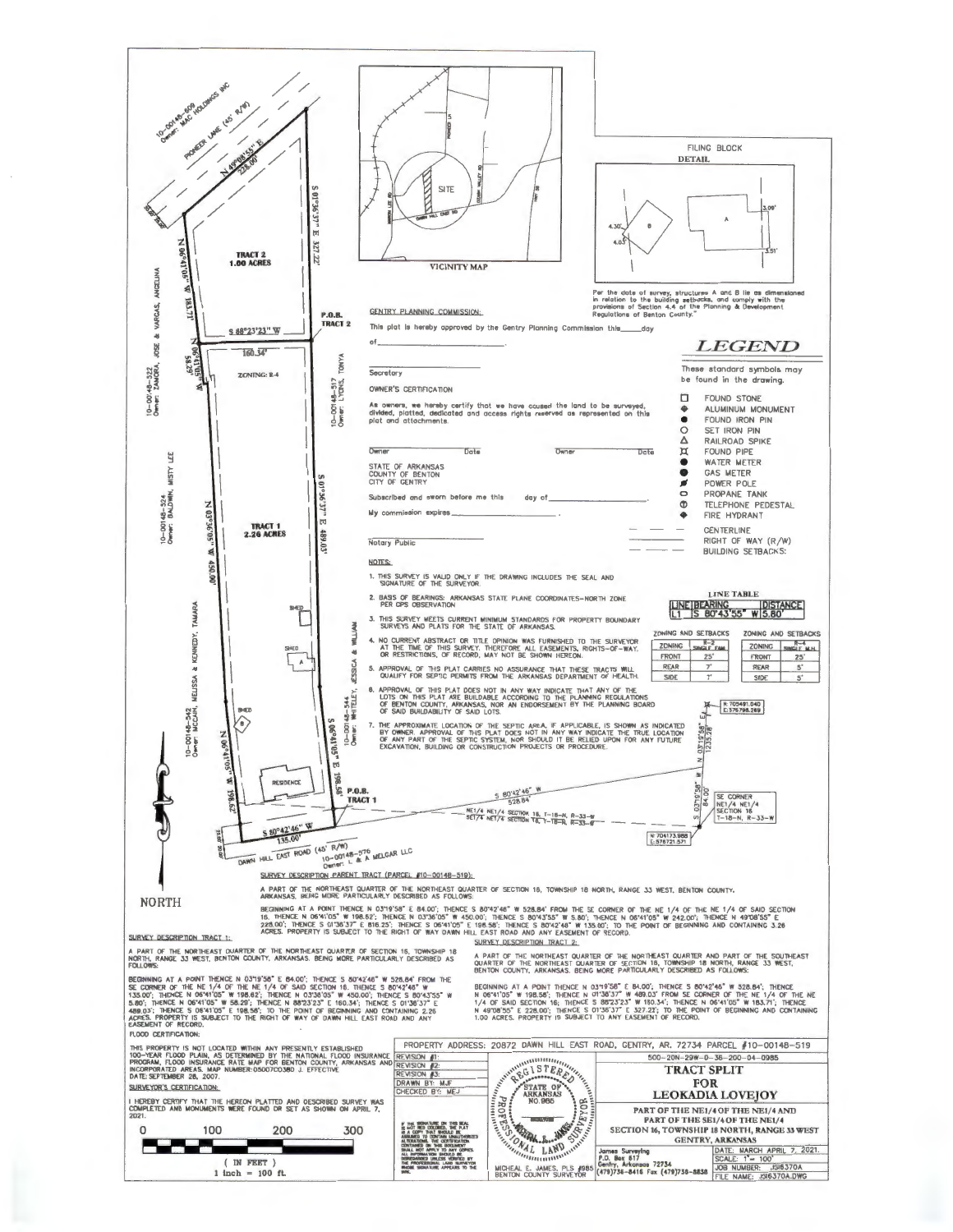FILING BLOCK

DETAIL

Per the date of survey, structures A and B lie as dimensioned in relation to the building setbacks, and comply with the provisions of Section 4.4 of the Planning & Development Regulations of Benton County.

GENTRY PLANNING COMMISSION:

This plat is hereby approved by the Gentry Planning Commission this_____day of_______________.

Secretary

OWNER'S CERTIFICATION

As owners, we hereby certify that we have caused the land to be surveyed, divided, platted, dedicated and access rights reserved as represented on this plat and attachments.

Owner Date Owner Date

STATE OF ARKANSAS
COUNTY OF BENTON
CITY OF GENTRY

Subscribed and sworn before me this ____ day of__________________.

My commission expires_______________.

Notary Public

## LEGEND

These standard symbols may be found in the drawing.

- FOUND STONE
- ALUMINUM MONUMENT
- FOUND IRON PIN
- SET IRON PIN
- RAILROAD SPIKE
- FOUND PIPE
- WATER METER
- GAS METER
- POWER POLE
- PROPANE TANK
- TELEPHONE PEDESTAL
- FIRE HYDRANT
- CENTERLINE
- RIGHT OF WAY (R/W)
- BUILDING SETBACKS:

NOTES:

1. THIS SURVEY IS VALID ONLY IF THE DRAWING INCLUDES THE SEAL AND SIGNATURE OF THE SURVEYOR.
2. BASIS OF BEARINGS: ARKANSAS STATE PLANE COORDINATES-NORTH ZONE PER GPS OBSERVATION
3. THIS SURVEY MEETS CURRENT MINIMUM STANDARDS FOR PROPERTY BOUNDARY SURVEYS AND PLATS FOR THE STATE OF ARKANSAS.
4. NO CURRENT ABSTRACT OR TITLE OPINION WAS FURNISHED TO THE SURVEYOR AT THE TIME OF THIS SURVEY. THEREFORE ALL EASEMENTS, RIGHTS-OF-WAY, OR RESTRICTIONS, OF RECORD, MAY NOT BE SHOWN HEREON.
5. APPROVAL OF THIS PLAT CARRIES NO ASSURANCE THAT THESE TRACTS WILL QUALIFY FOR SEPTIC PERMITS FROM THE ARKANSAS DEPARTMENT OF HEALTH.
6. APPROVAL OF THIS PLAT DOES NOT IN ANY WAY INDICATE THAT ANY OF THE LOTS ON THIS PLAT ARE BUILDABLE ACCORDING TO THE PLANNING REGULATIONS OF BENTON COUNTY, ARKANSAS, NOR AN ENDORSEMENT BY THE PLANNING BOARD OF SAID BUILDABILITY OF SAID LOTS.
7. THE APPROXIMATE LOCATION OF THE SEPTIC AREA, IF APPLICABLE, IS SHOWN AS INDICATED BY OWNER. APPROVAL OF THIS PLAT DOES NOT IN ANY WAY INDICATE THE TRUE LOCATION OF ANY PART OF THE SEPTIC SYSTEM, NOR SHOULD IT BE RELIED UPON FOR ANY FUTURE EXCAVATION, BUILDING OR CONSTRUCTION PROJECTS OR PROCEDURE.

LINE TABLE

| LINE | BEARING | DISTANCE |
|---|---|---|
| L1 | S 80°43'55" W | 5.80' |

ZONING AND SETBACKS

| ZONING | R-2 SINGLE FAM. |
|---|---|
| FRONT | 25' |
| REAR | 7' |
| SIDE | 7' |

ZONING AND SETBACKS

| ZONING | R-4 SINGLE M.H. |
|---|---|
| FRONT | 25' |
| REAR | 5' |
| SIDE | 5' |

TRACT 2 1.00 ACRES

TRACT 1 2.26 ACRES

ZONING: R-4

P.O.B. TRACT 2

P.O.B. TRACT 1

N 49°08'55" E 228.00'

S 01°36'37" E 327.22'

N 06°41'05" W 183.71'

S 88°23'23" W 160.34'

N 06°41'05" W 58.29'

S 01°36'37" E 489.03'

N 03°36'05" W 450.00'

S 06°41'05" E 198.58'

N 06°41'05" W 198.62'

S 80°42'46" W 135.00'

S 80°42'46" W 528.84'

N 03°19'58" E 1235.28'

S 03°19'58" W 84.00'

N: 705491.040 E: 576798.269

N: 704173.988 E: 576721.571

SE CORNER NE1/4 NE1/4 SECTION 16 T-18-N, R-33-W

NE1/4 NE1/4 SECTION 16, T-18-N, R-33-W
SE1/4 NE1/4 SECTION 16, T-18-N, R-33-W

PIONEER LANE (45' R/W)

DAWN HILL EAST ROAD (45' R/W)

10-00148-509 Owner: MAC HOLDINGS INC

10-00148-522 Owner: ZAMORA, JOSE & VARGAS, ANGELINA

10-00148-524 Owner: BALDWIN, MISTY LEE

10-00148-542 Owner: MCCANN, MELISSA & KENNEDY, TAMARA

10-00148-517 Owner: LYONS, TONYA

10-00148-544 Owner: WHITELEY, JESSICA & WILLIAM

10-00148-576 Owner: L & A MELGAR LLC

SHED, SHED, SHED, SHED, RESIDENCE

VICINITY MAP

NORTH

SURVEY DESCRIPTION PARENT TRACT (PARCEL #10-00148-519):

A PART OF THE NORTHEAST QUARTER OF THE NORTHEAST QUARTER OF SECTION 16, TOWNSHIP 18 NORTH, RANGE 33 WEST, BENTON COUNTY, ARKANSAS. BEING MORE PARTICULARLY DESCRIBED AS FOLLOWS:

BEGINNING AT A POINT THENCE N 03°19'58" E 84.00'; THENCE S 80°42'46" W 528.84' FROM THE SE CORNER OF THE NE 1/4 OF THE NE 1/4 OF SAID SECTION 16. THENCE N 06°41'05" W 198.62'; THENCE N 03°36'05" W 450.00'; THENCE S 80°43'55" W 5.80'; THENCE N 06°41'05" W 242.00'; THENCE N 49°08'55" E 228.00'; THENCE S 01°36'37" E 816.25'; THENCE S 06°41'05" E 198.58'; THENCE S 80°42'46" W 135.00'; TO THE POINT OF BEGINNING AND CONTAINING 3.26 ACRES. PROPERTY IS SUBJECT TO THE RIGHT OF WAY DAWN HILL EAST ROAD AND ANY EASEMENT OF RECORD.

SURVEY DESCRIPTION TRACT 1:

A PART OF THE NORTHEAST QUARTER OF THE NORTHEAST QUARTER OF SECTION 16, TOWNSHIP 18 NORTH, RANGE 33 WEST, BENTON COUNTY, ARKANSAS. BEING MORE PARTICULARLY DESCRIBED AS FOLLOWS:

BEGINNING AT A POINT THENCE N 03°19'58" E 84.00'; THENCE S 80°42'46" W 528.84' FROM THE SE CORNER OF THE NE 1/4 OF THE NE 1/4 OF SAID SECTION 16. THENCE S 80°42'46" W 135.00'; THENCE N 06°41'05" W 198.62'; THENCE N 03°36'05" W 450.00'; THENCE S 80°43'55" W 5.80'; THENCE N 06°41'05" W 58.29'; THENCE N 88°23'23" E 160.34'; THENCE S 01°36'37" E 489.03'; THENCE S 06°41'05" E 198.58'; TO THE POINT OF BEGINNING AND CONTAINING 2.26 ACRES. PROPERTY IS SUBJECT TO THE RIGHT OF WAY OF DAWN HILL EAST ROAD AND ANY EASEMENT OF RECORD.

SURVEY DESCRIPTION TRACT 2:

A PART OF THE NORTHEAST QUARTER OF THE NORTHEAST QUARTER AND PART OF THE SOUTHEAST QUARTER OF THE NORTHEAST QUARTER OF SECTION 16, TOWNSHIP 18 NORTH, RANGE 33 WEST, BENTON COUNTY, ARKANSAS. BEING MORE PARTICULARLY DESCRIBED AS FOLLOWS:

BEGINNING AT A POINT THENCE N 03°19'58" E 84.00'; THENCE S 80°42'46" W 528.84'; THENCE N 06°41'05" W 198.58'; THENCE N 01°36'37" W 489.03' FROM SE CORNER OF THE NE 1/4 OF THE NE 1/4 OF SAID SECTION 16; THENCE S 88°23'23" W 160.34'; THENCE N 06°41'05" W 183.71'; THENCE N 49°08'55" E 228.00'; THENCE S 01°36'37" E 327.22'; TO THE POINT OF BEGINNING AND CONTAINING 1.00 ACRES. PROPERTY IS SUBJECT TO ANY EASEMENT OF RECORD.

FLOOD CERTIFICATION:

THIS PROPERTY IS NOT LOCATED WITHIN ANY PRESENTLY ESTABLISHED 100-YEAR FLOOD PLAIN, AS DETERMINED BY THE NATIONAL FLOOD INSURANCE PROGRAM, FLOOD INSURANCE RATE MAP FOR BENTON COUNTY, ARKANSAS AND INCORPORATED AREAS. MAP NUMBER:05007C0380 J. EFFECTIVE DATE:SEPTEMBER 28, 2007.

SURVEYOR'S CERTIFICATION:

I HEREBY CERTIFY THAT THE HEREON PLATTED AND DESCRIBED SURVEY WAS COMPLETED AND MONUMENTS WERE FOUND OR SET AS SHOWN ON APRIL 7, 2021.

0 100 200 300

( IN FEET )
1 inch = 100 ft.

PROPERTY ADDRESS: 20872 DAWN HILL EAST ROAD, GENTRY, AR. 72734 PARCEL #10-00148-519

500-20N-29W-0-36-200-04-0985

REVISION #1:
REVISION #2:
REVISION #3:
DRAWN BY: MJF
CHECKED BY: MEJ

REGISTERED PROFESSIONAL LAND SURVEYOR STATE OF ARKANSAS NO.985

MICHEAL E. JAMES, PLS #985 BENTON COUNTY SURVEYOR

## TRACT SPLIT FOR LEOKADIA LOVEJOY

PART OF THE NE1/4 OF THE NE1/4 AND PART OF THE SE1/4 OF THE NE1/4 SECTION 16, TOWNSHIP 18 NORTH, RANGE 33 WEST GENTRY, ARKANSAS

James Surveying
P.O. Box 617
Gentry, Arkansas 72734
(479)736-8416 Fax (479)736-8838

DATE: MARCH APRIL 7, 2021.
SCALE: 1" = 100'
JOB NUMBER: JS16370A
FILE NAME: JS16370A.DWG